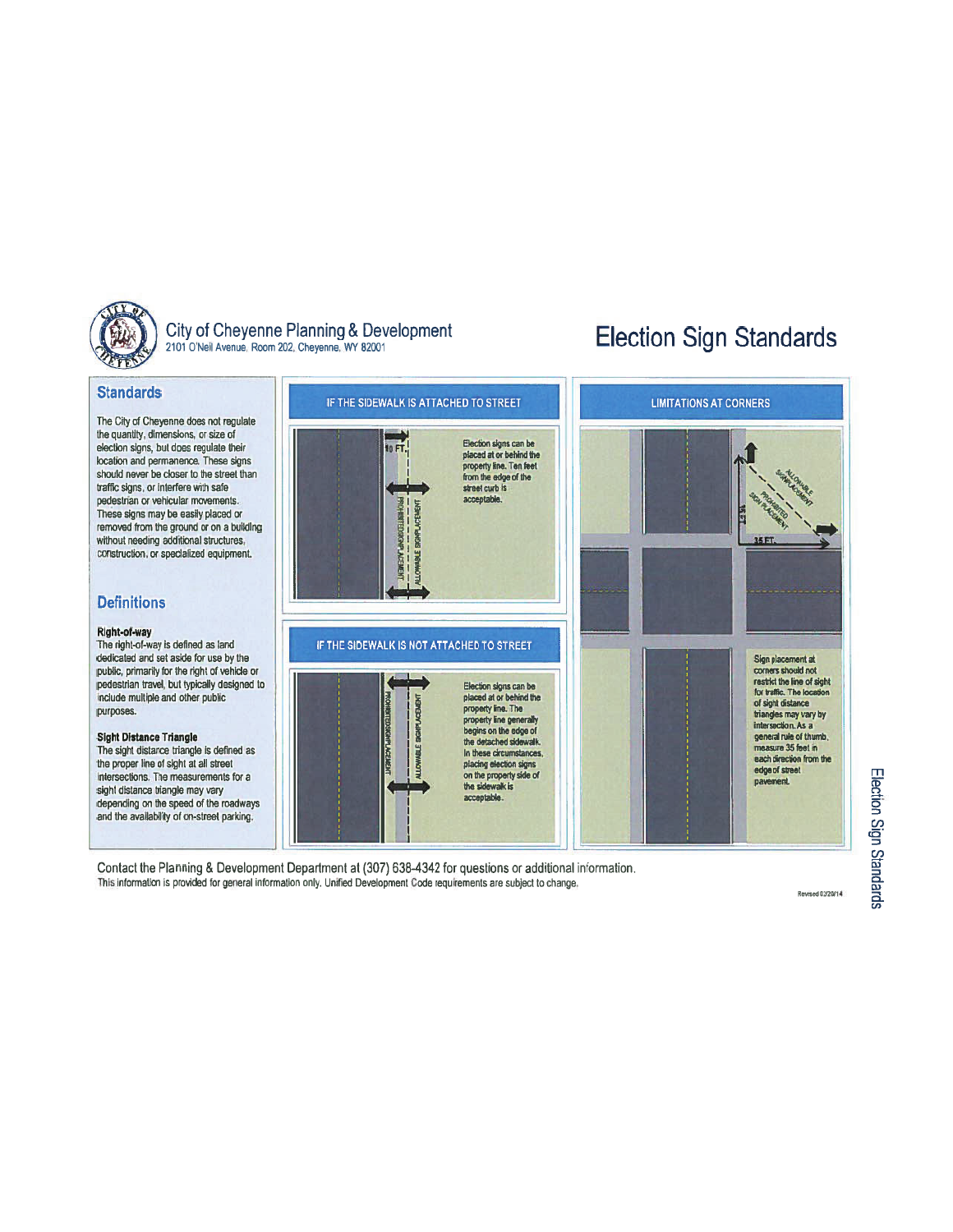City of Cheyenne Planning & Development
2101 O'Neil Avenue, Room 202, Cheyenne, WY 82001

# Election Sign Standards

## Standards

The City of Cheyenne does not regulate the quantity, dimensions, or size of election signs, but does regulate their location and permanence. These signs should never be closer to the street than traffic signs, or interfere with safe pedestrian or vehicular movements. These signs may be easily placed or removed from the ground or on a building without needing additional structures, construction, or specialized equipment.

## Definitions

**Right-of-way**
The right-of-way is defined as land dedicated and set aside for use by the public, primarily for the right of vehicle or pedestrian travel, but typically designed to include multiple and other public purposes.

**Sight Distance Triangle**
The sight distance triangle is defined as the proper line of sight at all street intersections. The measurements for a sight distance triangle may vary depending on the speed of the roadways and the availability of on-street parking.

### IF THE SIDEWALK IS ATTACHED TO STREET

10 FT.

PROHIBITED SIGN PLACEMENT

ALLOWABLE SIGN PLACEMENT

Election signs can be placed at or behind the property line. Ten feet from the edge of the street curb is acceptable.

### IF THE SIDEWALK IS NOT ATTACHED TO STREET

PROHIBITED SIGN PLACEMENT

ALLOWABLE SIGN PLACEMENT

Election signs can be placed at or behind the property line. The property line generally begins on the edge of the detached sidewalk. In these circumstances, placing election signs on the property side of the sidewalk is acceptable.

### LIMITATIONS AT CORNERS

ALLOWABLE SIGN PLACEMENT

PROHIBITED SIGN PLACEMENT

35 FT.

35 FT.

Sign placement at corners should not restrict the line of sight for traffic. The location of sight distance triangles may vary by intersection. As a general rule of thumb, measure 35 feet in each direction from the edge of street pavement.

Contact the Planning & Development Department at (307) 638-4342 for questions or additional information.
This information is provided for general information only. Unified Development Code requirements are subject to change.

Revised 03/20/14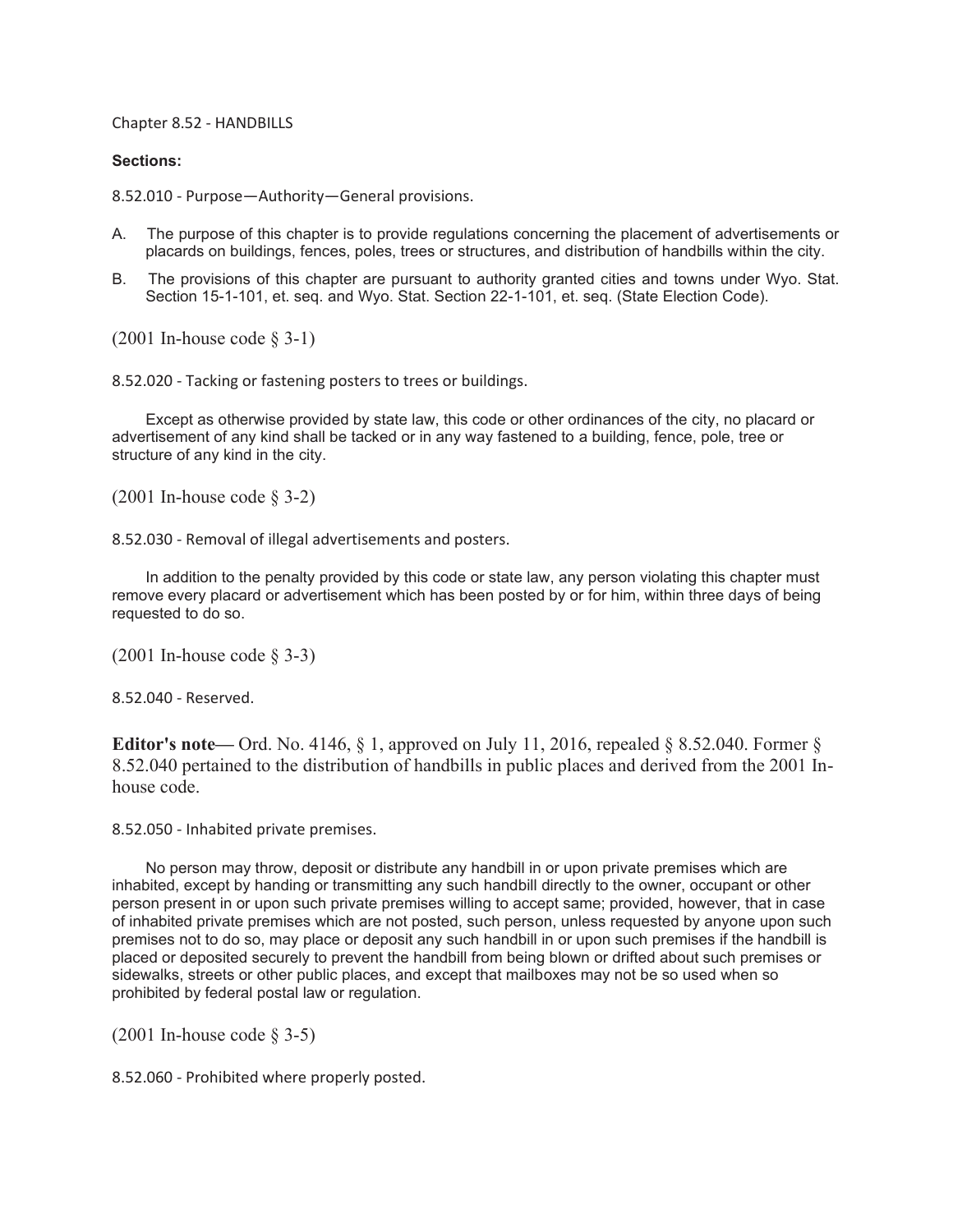Chapter 8.52 - HANDBILLS

**Sections:**

8.52.010 - Purpose—Authority—General provisions.

A. The purpose of this chapter is to provide regulations concerning the placement of advertisements or placards on buildings, fences, poles, trees or structures, and distribution of handbills within the city.

B. The provisions of this chapter are pursuant to authority granted cities and towns under Wyo. Stat. Section 15-1-101, et. seq. and Wyo. Stat. Section 22-1-101, et. seq. (State Election Code).

(2001 In-house code § 3-1)

8.52.020 - Tacking or fastening posters to trees or buildings.

Except as otherwise provided by state law, this code or other ordinances of the city, no placard or advertisement of any kind shall be tacked or in any way fastened to a building, fence, pole, tree or structure of any kind in the city.

(2001 In-house code § 3-2)

8.52.030 - Removal of illegal advertisements and posters.

In addition to the penalty provided by this code or state law, any person violating this chapter must remove every placard or advertisement which has been posted by or for him, within three days of being requested to do so.

(2001 In-house code § 3-3)

8.52.040 - Reserved.

**Editor's note—** Ord. No. 4146, § 1, approved on July 11, 2016, repealed § 8.52.040. Former § 8.52.040 pertained to the distribution of handbills in public places and derived from the 2001 In-house code.

8.52.050 - Inhabited private premises.

No person may throw, deposit or distribute any handbill in or upon private premises which are inhabited, except by handing or transmitting any such handbill directly to the owner, occupant or other person present in or upon such private premises willing to accept same; provided, however, that in case of inhabited private premises which are not posted, such person, unless requested by anyone upon such premises not to do so, may place or deposit any such handbill in or upon such premises if the handbill is placed or deposited securely to prevent the handbill from being blown or drifted about such premises or sidewalks, streets or other public places, and except that mailboxes may not be so used when so prohibited by federal postal law or regulation.

(2001 In-house code § 3-5)

8.52.060 - Prohibited where properly posted.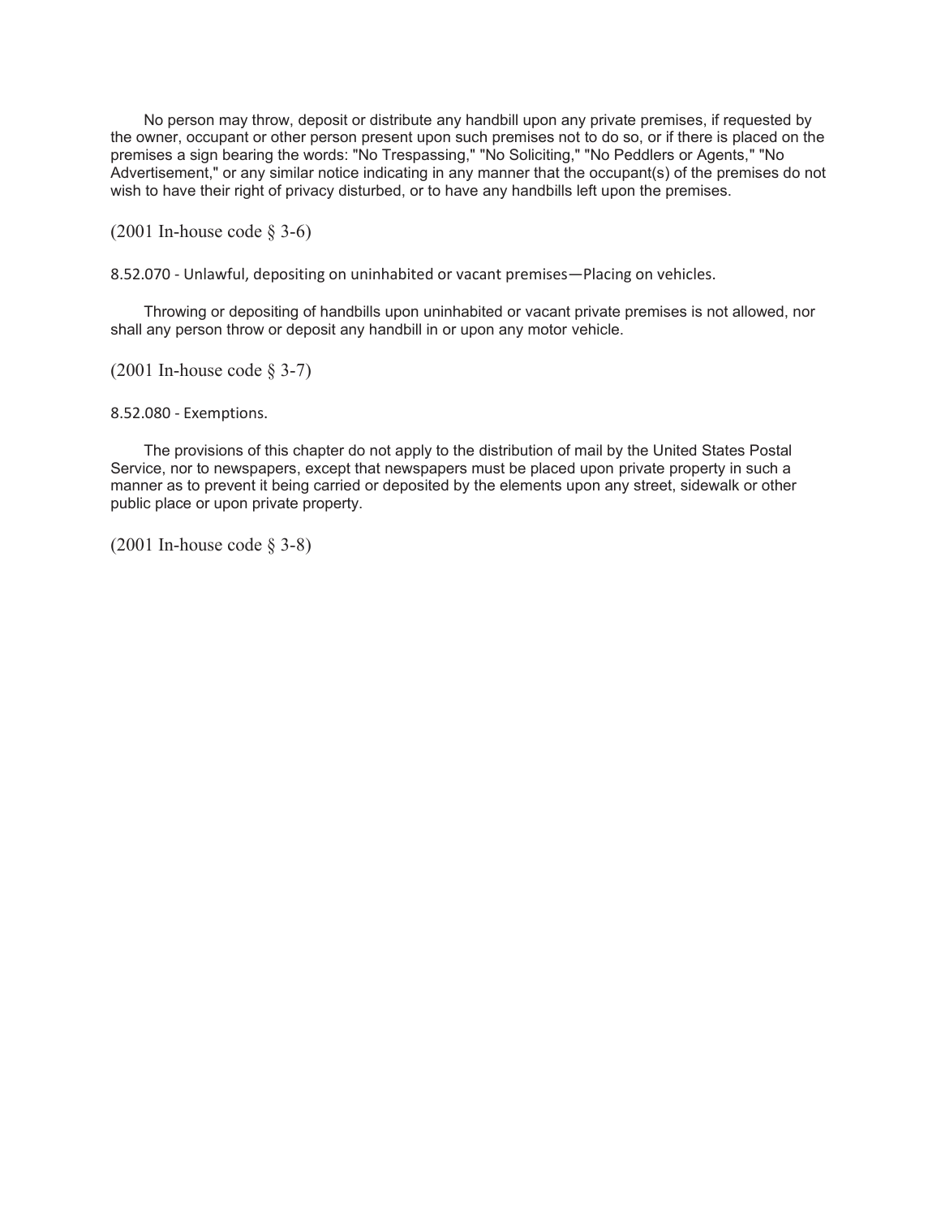No person may throw, deposit or distribute any handbill upon any private premises, if requested by the owner, occupant or other person present upon such premises not to do so, or if there is placed on the premises a sign bearing the words: "No Trespassing," "No Soliciting," "No Peddlers or Agents," "No Advertisement," or any similar notice indicating in any manner that the occupant(s) of the premises do not wish to have their right of privacy disturbed, or to have any handbills left upon the premises.

(2001 In-house code § 3-6)

8.52.070 - Unlawful, depositing on uninhabited or vacant premises—Placing on vehicles.

Throwing or depositing of handbills upon uninhabited or vacant private premises is not allowed, nor shall any person throw or deposit any handbill in or upon any motor vehicle.

(2001 In-house code § 3-7)

8.52.080 - Exemptions.

The provisions of this chapter do not apply to the distribution of mail by the United States Postal Service, nor to newspapers, except that newspapers must be placed upon private property in such a manner as to prevent it being carried or deposited by the elements upon any street, sidewalk or other public place or upon private property.

(2001 In-house code § 3-8)